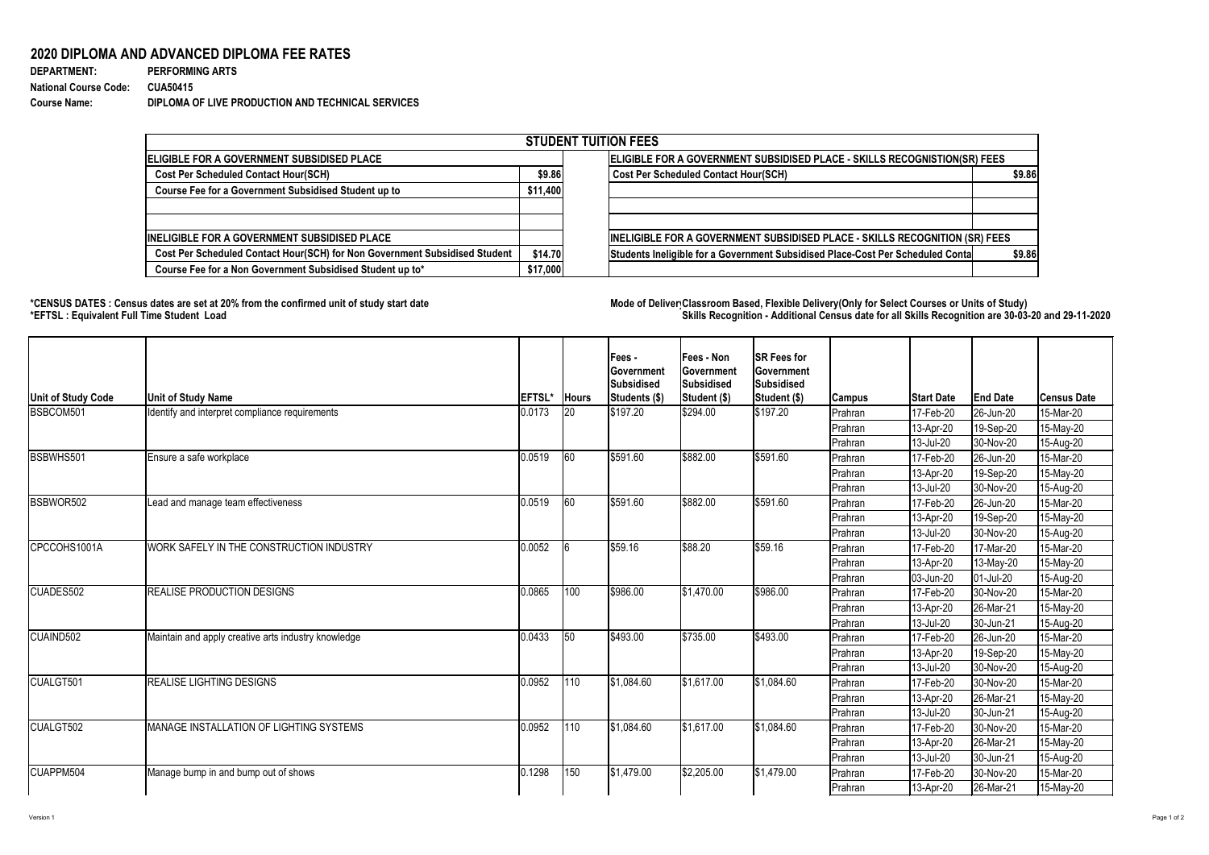# 2020 DIPLOMA AND ADVANCED DIPLOMA FEE RATES

**DEPARTMENT:** PERFORMING ARTS
**National Course Code:** CUA50415
**Course Name:** DIPLOMA OF LIVE PRODUCTION AND TECHNICAL SERVICES

| STUDENT TUITION FEES | | | |
|---|---|---|---|
| **ELIGIBLE FOR A GOVERNMENT SUBSIDISED PLACE** | | **ELIGIBLE FOR A GOVERNMENT SUBSIDISED PLACE - SKILLS RECOGNISTION(SR) FEES** | |
| Cost Per Scheduled Contact Hour(SCH) | $9.86 | Cost Per Scheduled Contact Hour(SCH) | $9.86 |
| Course Fee for a Government Subsidised Student up to | $11,400 | | |
| | | | |
| | | | |
| **INELIGIBLE FOR A GOVERNMENT SUBSIDISED PLACE** | | **INELIGIBLE FOR A GOVERNMENT SUBSIDISED PLACE - SKILLS RECOGNITION (SR) FEES** | |
| Cost Per Scheduled Contact Hour(SCH) for Non Government Subsidised Student | $14.70 | Students Ineligible for a Government Subsidised Place-Cost Per Scheduled Conta | $9.86 |
| Course Fee for a Non Government Subsidised Student up to* | $17,000 | | |

**\*CENSUS DATES : Census dates are set at 20% from the confirmed unit of study start date**
**\*EFTSL : Equivalent Full Time Student Load**

**Mode of Deliver Classroom Based, Flexible Delivery(Only for Select Courses or Units of Study)**
**Skills Recognition - Additional Census date for all Skills Recognition are 30-03-20 and 29-11-2020**

| Unit of Study Code | Unit of Study Name | EFTSL* | Hours | Fees - Government Subsidised Students ($) | Fees - Non Government Subsidised Student ($) | SR Fees for Government Subsidised Student ($) | Campus | Start Date | End Date | Census Date |
|---|---|---|---|---|---|---|---|---|---|---|
| BSBCOM501 | Identify and interpret compliance requirements | 0.0173 | 20 | $197.20 | $294.00 | $197.20 | Prahran | 17-Feb-20 | 26-Jun-20 | 15-Mar-20 |
| | | | | | | | Prahran | 13-Apr-20 | 19-Sep-20 | 15-May-20 |
| | | | | | | | Prahran | 13-Jul-20 | 30-Nov-20 | 15-Aug-20 |
| BSBWHS501 | Ensure a safe workplace | 0.0519 | 60 | $591.60 | $882.00 | $591.60 | Prahran | 17-Feb-20 | 26-Jun-20 | 15-Mar-20 |
| | | | | | | | Prahran | 13-Apr-20 | 19-Sep-20 | 15-May-20 |
| | | | | | | | Prahran | 13-Jul-20 | 30-Nov-20 | 15-Aug-20 |
| BSBWOR502 | Lead and manage team effectiveness | 0.0519 | 60 | $591.60 | $882.00 | $591.60 | Prahran | 17-Feb-20 | 26-Jun-20 | 15-Mar-20 |
| | | | | | | | Prahran | 13-Apr-20 | 19-Sep-20 | 15-May-20 |
| | | | | | | | Prahran | 13-Jul-20 | 30-Nov-20 | 15-Aug-20 |
| CPCCOHS1001A | WORK SAFELY IN THE CONSTRUCTION INDUSTRY | 0.0052 | 6 | $59.16 | $88.20 | $59.16 | Prahran | 17-Feb-20 | 17-Mar-20 | 15-Mar-20 |
| | | | | | | | Prahran | 13-Apr-20 | 13-May-20 | 15-May-20 |
| | | | | | | | Prahran | 03-Jun-20 | 01-Jul-20 | 15-Aug-20 |
| CUADES502 | REALISE PRODUCTION DESIGNS | 0.0865 | 100 | $986.00 | $1,470.00 | $986.00 | Prahran | 17-Feb-20 | 30-Nov-20 | 15-Mar-20 |
| | | | | | | | Prahran | 13-Apr-20 | 26-Mar-21 | 15-May-20 |
| | | | | | | | Prahran | 13-Jul-20 | 30-Jun-21 | 15-Aug-20 |
| CUAIND502 | Maintain and apply creative arts industry knowledge | 0.0433 | 50 | $493.00 | $735.00 | $493.00 | Prahran | 17-Feb-20 | 26-Jun-20 | 15-Mar-20 |
| | | | | | | | Prahran | 13-Apr-20 | 19-Sep-20 | 15-May-20 |
| | | | | | | | Prahran | 13-Jul-20 | 30-Nov-20 | 15-Aug-20 |
| CUALGT501 | REALISE LIGHTING DESIGNS | 0.0952 | 110 | $1,084.60 | $1,617.00 | $1,084.60 | Prahran | 17-Feb-20 | 30-Nov-20 | 15-Mar-20 |
| | | | | | | | Prahran | 13-Apr-20 | 26-Mar-21 | 15-May-20 |
| | | | | | | | Prahran | 13-Jul-20 | 30-Jun-21 | 15-Aug-20 |
| CUALGT502 | MANAGE INSTALLATION OF LIGHTING SYSTEMS | 0.0952 | 110 | $1,084.60 | $1,617.00 | $1,084.60 | Prahran | 17-Feb-20 | 30-Nov-20 | 15-Mar-20 |
| | | | | | | | Prahran | 13-Apr-20 | 26-Mar-21 | 15-May-20 |
| | | | | | | | Prahran | 13-Jul-20 | 30-Jun-21 | 15-Aug-20 |
| CUAPPM504 | Manage bump in and bump out of shows | 0.1298 | 150 | $1,479.00 | $2,205.00 | $1,479.00 | Prahran | 17-Feb-20 | 30-Nov-20 | 15-Mar-20 |
| | | | | | | | Prahran | 13-Apr-20 | 26-Mar-21 | 15-May-20 |

Version 1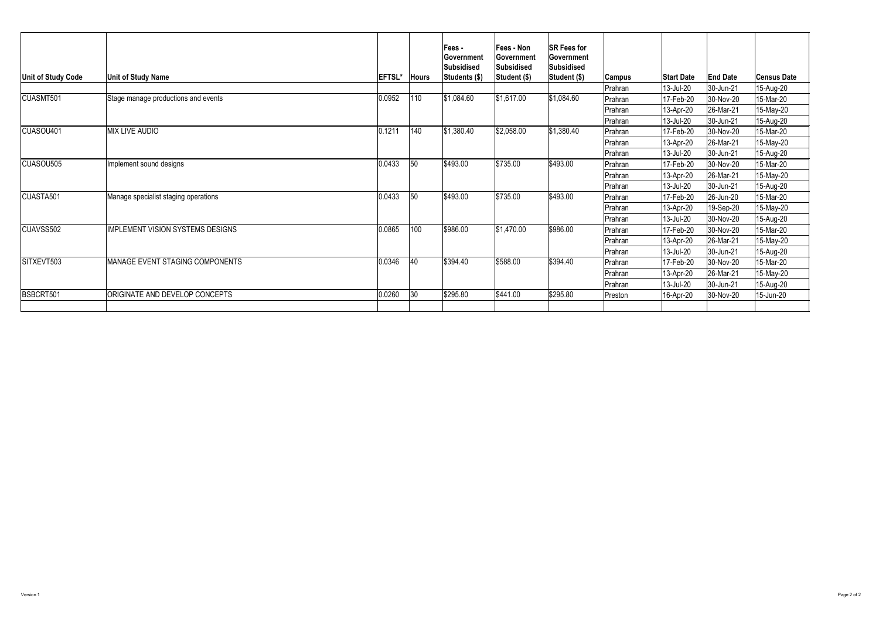| Unit of Study Code | Unit of Study Name | EFTSL* | Hours | Fees - Government Subsidised Students ($) | Fees - Non Government Subsidised Student ($) | SR Fees for Government Subsidised Student ($) | Campus | Start Date | End Date | Census Date |
|---|---|---|---|---|---|---|---|---|---|---|
| | | | | | | | Prahran | 13-Jul-20 | 30-Jun-21 | 15-Aug-20 |
| CUASMT501 | Stage manage productions and events | 0.0952 | 110 | $1,084.60 | $1,617.00 | $1,084.60 | Prahran | 17-Feb-20 | 30-Nov-20 | 15-Mar-20 |
| | | | | | | | Prahran | 13-Apr-20 | 26-Mar-21 | 15-May-20 |
| | | | | | | | Prahran | 13-Jul-20 | 30-Jun-21 | 15-Aug-20 |
| CUASOU401 | MIX LIVE AUDIO | 0.1211 | 140 | $1,380.40 | $2,058.00 | $1,380.40 | Prahran | 17-Feb-20 | 30-Nov-20 | 15-Mar-20 |
| | | | | | | | Prahran | 13-Apr-20 | 26-Mar-21 | 15-May-20 |
| | | | | | | | Prahran | 13-Jul-20 | 30-Jun-21 | 15-Aug-20 |
| CUASOU505 | Implement sound designs | 0.0433 | 50 | $493.00 | $735.00 | $493.00 | Prahran | 17-Feb-20 | 30-Nov-20 | 15-Mar-20 |
| | | | | | | | Prahran | 13-Apr-20 | 26-Mar-21 | 15-May-20 |
| | | | | | | | Prahran | 13-Jul-20 | 30-Jun-21 | 15-Aug-20 |
| CUASTA501 | Manage specialist staging operations | 0.0433 | 50 | $493.00 | $735.00 | $493.00 | Prahran | 17-Feb-20 | 26-Jun-20 | 15-Mar-20 |
| | | | | | | | Prahran | 13-Apr-20 | 19-Sep-20 | 15-May-20 |
| | | | | | | | Prahran | 13-Jul-20 | 30-Nov-20 | 15-Aug-20 |
| CUAVSS502 | IMPLEMENT VISION SYSTEMS DESIGNS | 0.0865 | 100 | $986.00 | $1,470.00 | $986.00 | Prahran | 17-Feb-20 | 30-Nov-20 | 15-Mar-20 |
| | | | | | | | Prahran | 13-Apr-20 | 26-Mar-21 | 15-May-20 |
| | | | | | | | Prahran | 13-Jul-20 | 30-Jun-21 | 15-Aug-20 |
| SITXEVT503 | MANAGE EVENT STAGING COMPONENTS | 0.0346 | 40 | $394.40 | $588.00 | $394.40 | Prahran | 17-Feb-20 | 30-Nov-20 | 15-Mar-20 |
| | | | | | | | Prahran | 13-Apr-20 | 26-Mar-21 | 15-May-20 |
| | | | | | | | Prahran | 13-Jul-20 | 30-Jun-21 | 15-Aug-20 |
| BSBCRT501 | ORIGINATE AND DEVELOP CONCEPTS | 0.0260 | 30 | $295.80 | $441.00 | $295.80 | Preston | 16-Apr-20 | 30-Nov-20 | 15-Jun-20 |
| | | | | | | | | | | |

Version 1